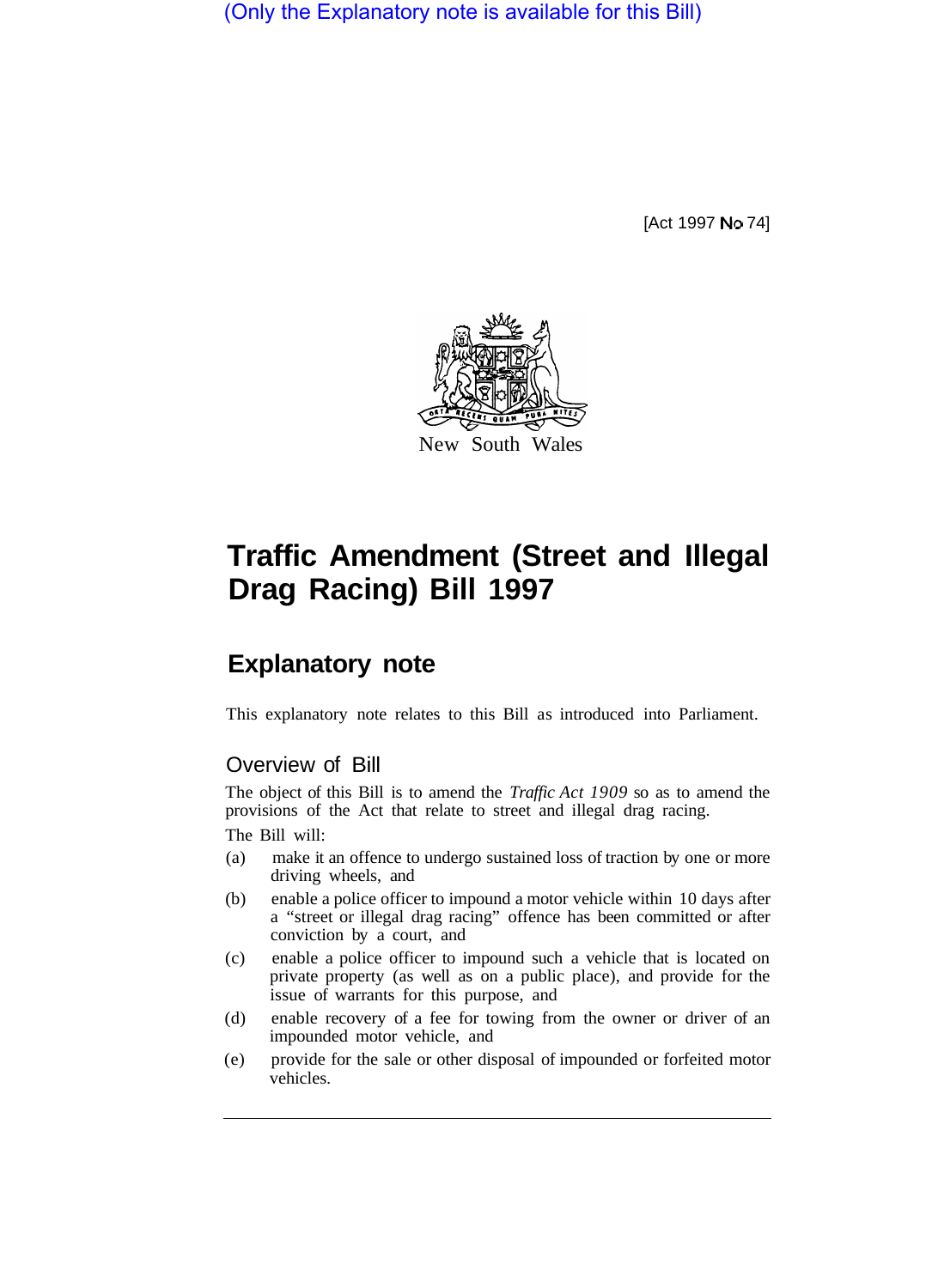(Only the Explanatory note is available for this Bill)

[Act 1997 No 74]

New South Wales

# Traffic Amendment (Street and Illegal Drag Racing) Bill 1997

## Explanatory note

This explanatory note relates to this Bill as introduced into Parliament.

### Overview of Bill

The object of this Bill is to amend the *Traffic Act 1909* so as to amend the provisions of the Act that relate to street and illegal drag racing.

The Bill will:

(a) make it an offence to undergo sustained loss of traction by one or more driving wheels, and

(b) enable a police officer to impound a motor vehicle within 10 days after a "street or illegal drag racing" offence has been committed or after conviction by a court, and

(c) enable a police officer to impound such a vehicle that is located on private property (as well as on a public place), and provide for the issue of warrants for this purpose, and

(d) enable recovery of a fee for towing from the owner or driver of an impounded motor vehicle, and

(e) provide for the sale or other disposal of impounded or forfeited motor vehicles.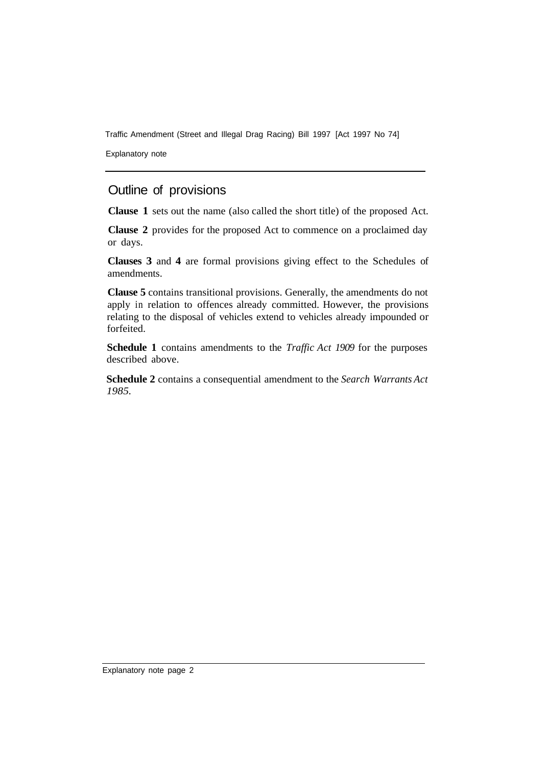## Outline of provisions

**Clause 1** sets out the name (also called the short title) of the proposed Act.

**Clause 2** provides for the proposed Act to commence on a proclaimed day or days.

**Clauses 3** and **4** are formal provisions giving effect to the Schedules of amendments.

**Clause 5** contains transitional provisions. Generally, the amendments do not apply in relation to offences already committed. However, the provisions relating to the disposal of vehicles extend to vehicles already impounded or forfeited.

**Schedule 1** contains amendments to the *Traffic Act 1909* for the purposes described above.

**Schedule 2** contains a consequential amendment to the *Search Warrants Act 1985*.